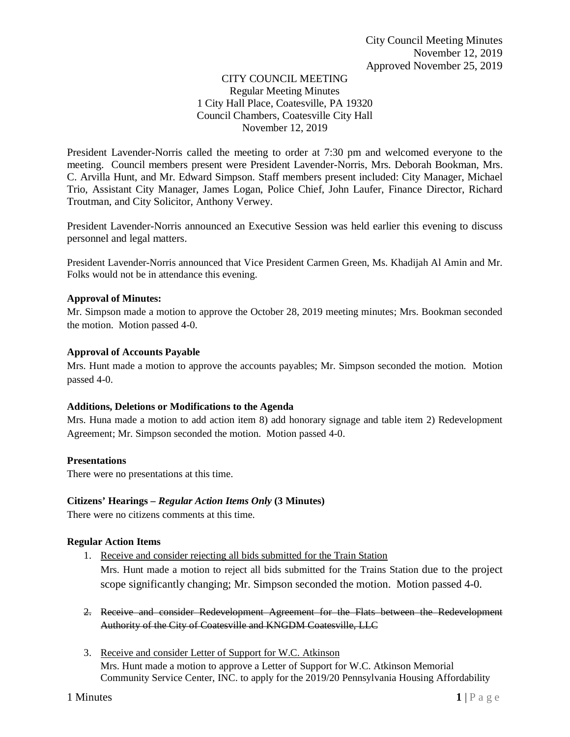City Council Meeting Minutes
November 12, 2019
Approved November 25, 2019

CITY COUNCIL MEETING
Regular Meeting Minutes
1 City Hall Place, Coatesville, PA 19320
Council Chambers, Coatesville City Hall
November 12, 2019

President Lavender-Norris called the meeting to order at 7:30 pm and welcomed everyone to the meeting. Council members present were President Lavender-Norris, Mrs. Deborah Bookman, Mrs. C. Arvilla Hunt, and Mr. Edward Simpson. Staff members present included: City Manager, Michael Trio, Assistant City Manager, James Logan, Police Chief, John Laufer, Finance Director, Richard Troutman, and City Solicitor, Anthony Verwey.

President Lavender-Norris announced an Executive Session was held earlier this evening to discuss personnel and legal matters.

President Lavender-Norris announced that Vice President Carmen Green, Ms. Khadijah Al Amin and Mr. Folks would not be in attendance this evening.

**Approval of Minutes:**

Mr. Simpson made a motion to approve the October 28, 2019 meeting minutes; Mrs. Bookman seconded the motion. Motion passed 4-0.

**Approval of Accounts Payable**

Mrs. Hunt made a motion to approve the accounts payables; Mr. Simpson seconded the motion. Motion passed 4-0.

**Additions, Deletions or Modifications to the Agenda**

Mrs. Huna made a motion to add action item 8) add honorary signage and table item 2) Redevelopment Agreement; Mr. Simpson seconded the motion. Motion passed 4-0.

**Presentations**

There were no presentations at this time.

**Citizens' Hearings – *Regular Action Items Only* (3 Minutes)**

There were no citizens comments at this time.

**Regular Action Items**

1. <u>Receive and consider rejecting all bids submitted for the Train Station</u>
   Mrs. Hunt made a motion to reject all bids submitted for the Trains Station due to the project scope significantly changing; Mr. Simpson seconded the motion. Motion passed 4-0.

2. ~~Receive and consider Redevelopment Agreement for the Flats between the Redevelopment Authority of the City of Coatesville and KNGDM Coatesville, LLC~~

3. <u>Receive and consider Letter of Support for W.C. Atkinson</u>
   Mrs. Hunt made a motion to approve a Letter of Support for W.C. Atkinson Memorial Community Service Center, INC. to apply for the 2019/20 Pennsylvania Housing Affordability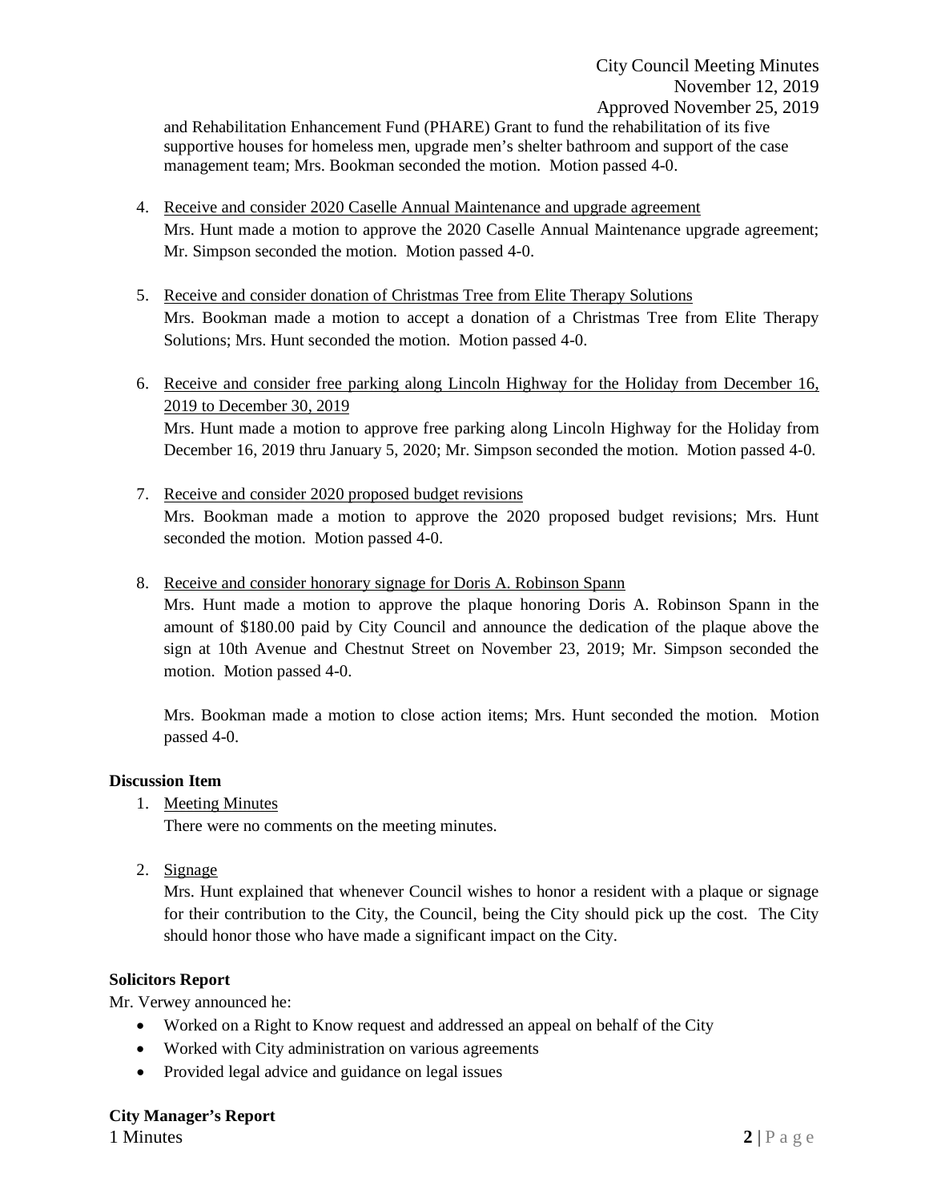and Rehabilitation Enhancement Fund (PHARE) Grant to fund the rehabilitation of its five supportive houses for homeless men, upgrade men's shelter bathroom and support of the case management team; Mrs. Bookman seconded the motion. Motion passed 4-0.

4. Receive and consider 2020 Caselle Annual Maintenance and upgrade agreement
   Mrs. Hunt made a motion to approve the 2020 Caselle Annual Maintenance upgrade agreement; Mr. Simpson seconded the motion. Motion passed 4-0.

5. Receive and consider donation of Christmas Tree from Elite Therapy Solutions
   Mrs. Bookman made a motion to accept a donation of a Christmas Tree from Elite Therapy Solutions; Mrs. Hunt seconded the motion. Motion passed 4-0.

6. Receive and consider free parking along Lincoln Highway for the Holiday from December 16, 2019 to December 30, 2019
   Mrs. Hunt made a motion to approve free parking along Lincoln Highway for the Holiday from December 16, 2019 thru January 5, 2020; Mr. Simpson seconded the motion. Motion passed 4-0.

7. Receive and consider 2020 proposed budget revisions
   Mrs. Bookman made a motion to approve the 2020 proposed budget revisions; Mrs. Hunt seconded the motion. Motion passed 4-0.

8. Receive and consider honorary signage for Doris A. Robinson Spann
   Mrs. Hunt made a motion to approve the plaque honoring Doris A. Robinson Spann in the amount of $180.00 paid by City Council and announce the dedication of the plaque above the sign at 10th Avenue and Chestnut Street on November 23, 2019; Mr. Simpson seconded the motion. Motion passed 4-0.

   Mrs. Bookman made a motion to close action items; Mrs. Hunt seconded the motion. Motion passed 4-0.

**Discussion Item**

1. Meeting Minutes
   There were no comments on the meeting minutes.

2. Signage
   Mrs. Hunt explained that whenever Council wishes to honor a resident with a plaque or signage for their contribution to the City, the Council, being the City should pick up the cost. The City should honor those who have made a significant impact on the City.

**Solicitors Report**

Mr. Verwey announced he:

- Worked on a Right to Know request and addressed an appeal on behalf of the City
- Worked with City administration on various agreements
- Provided legal advice and guidance on legal issues

**City Manager's Report**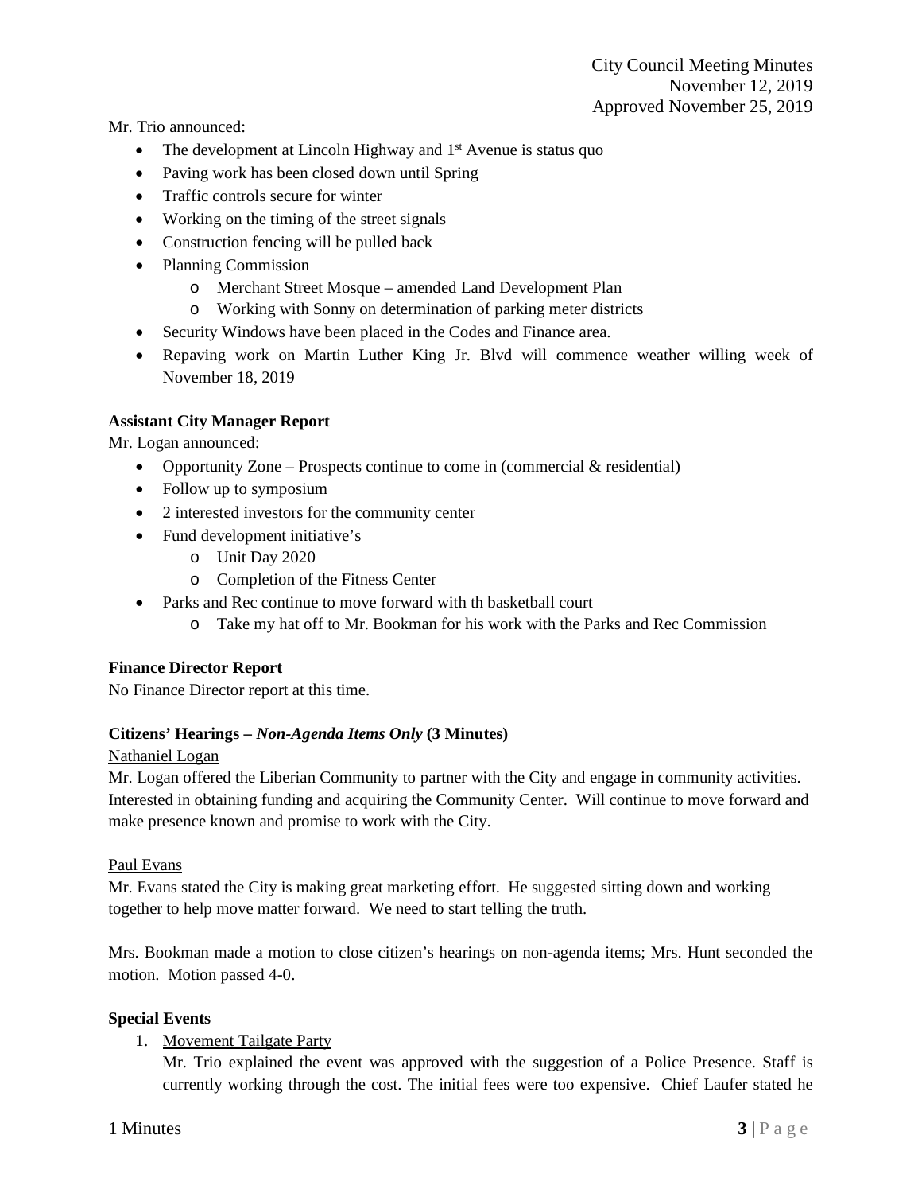Mr. Trio announced:

- The development at Lincoln Highway and 1st Avenue is status quo
- Paving work has been closed down until Spring
- Traffic controls secure for winter
- Working on the timing of the street signals
- Construction fencing will be pulled back
- Planning Commission
  - Merchant Street Mosque – amended Land Development Plan
  - Working with Sonny on determination of parking meter districts
- Security Windows have been placed in the Codes and Finance area.
- Repaving work on Martin Luther King Jr. Blvd will commence weather willing week of November 18, 2019

**Assistant City Manager Report**

Mr. Logan announced:

- Opportunity Zone – Prospects continue to come in (commercial & residential)
- Follow up to symposium
- 2 interested investors for the community center
- Fund development initiative's
  - Unit Day 2020
  - Completion of the Fitness Center
- Parks and Rec continue to move forward with th basketball court
  - Take my hat off to Mr. Bookman for his work with the Parks and Rec Commission

**Finance Director Report**

No Finance Director report at this time.

**Citizens' Hearings –** ***Non-Agenda Items Only*** **(3 Minutes)**

Nathaniel Logan

Mr. Logan offered the Liberian Community to partner with the City and engage in community activities. Interested in obtaining funding and acquiring the Community Center. Will continue to move forward and make presence known and promise to work with the City.

Paul Evans

Mr. Evans stated the City is making great marketing effort. He suggested sitting down and working together to help move matter forward. We need to start telling the truth.

Mrs. Bookman made a motion to close citizen's hearings on non-agenda items; Mrs. Hunt seconded the motion. Motion passed 4-0.

**Special Events**

1. Movement Tailgate Party

   Mr. Trio explained the event was approved with the suggestion of a Police Presence. Staff is currently working through the cost. The initial fees were too expensive. Chief Laufer stated he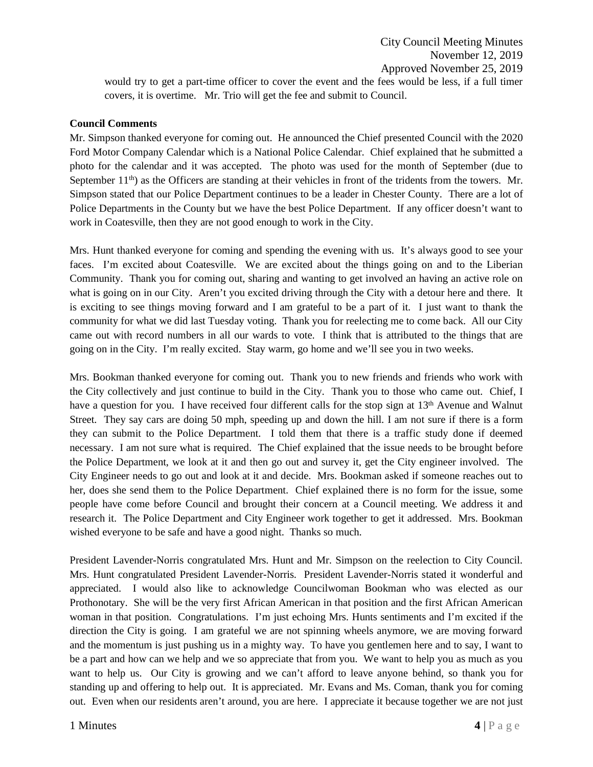would try to get a part-time officer to cover the event and the fees would be less, if a full timer covers, it is overtime. Mr. Trio will get the fee and submit to Council.

**Council Comments**

Mr. Simpson thanked everyone for coming out. He announced the Chief presented Council with the 2020 Ford Motor Company Calendar which is a National Police Calendar. Chief explained that he submitted a photo for the calendar and it was accepted. The photo was used for the month of September (due to September 11th) as the Officers are standing at their vehicles in front of the tridents from the towers. Mr. Simpson stated that our Police Department continues to be a leader in Chester County. There are a lot of Police Departments in the County but we have the best Police Department. If any officer doesn't want to work in Coatesville, then they are not good enough to work in the City.

Mrs. Hunt thanked everyone for coming and spending the evening with us. It's always good to see your faces. I'm excited about Coatesville. We are excited about the things going on and to the Liberian Community. Thank you for coming out, sharing and wanting to get involved an having an active role on what is going on in our City. Aren't you excited driving through the City with a detour here and there. It is exciting to see things moving forward and I am grateful to be a part of it. I just want to thank the community for what we did last Tuesday voting. Thank you for reelecting me to come back. All our City came out with record numbers in all our wards to vote. I think that is attributed to the things that are going on in the City. I'm really excited. Stay warm, go home and we'll see you in two weeks.

Mrs. Bookman thanked everyone for coming out. Thank you to new friends and friends who work with the City collectively and just continue to build in the City. Thank you to those who came out. Chief, I have a question for you. I have received four different calls for the stop sign at 13th Avenue and Walnut Street. They say cars are doing 50 mph, speeding up and down the hill. I am not sure if there is a form they can submit to the Police Department. I told them that there is a traffic study done if deemed necessary. I am not sure what is required. The Chief explained that the issue needs to be brought before the Police Department, we look at it and then go out and survey it, get the City engineer involved. The City Engineer needs to go out and look at it and decide. Mrs. Bookman asked if someone reaches out to her, does she send them to the Police Department. Chief explained there is no form for the issue, some people have come before Council and brought their concern at a Council meeting. We address it and research it. The Police Department and City Engineer work together to get it addressed. Mrs. Bookman wished everyone to be safe and have a good night. Thanks so much.

President Lavender-Norris congratulated Mrs. Hunt and Mr. Simpson on the reelection to City Council. Mrs. Hunt congratulated President Lavender-Norris. President Lavender-Norris stated it wonderful and appreciated. I would also like to acknowledge Councilwoman Bookman who was elected as our Prothonotary. She will be the very first African American in that position and the first African American woman in that position. Congratulations. I'm just echoing Mrs. Hunts sentiments and I'm excited if the direction the City is going. I am grateful we are not spinning wheels anymore, we are moving forward and the momentum is just pushing us in a mighty way. To have you gentlemen here and to say, I want to be a part and how can we help and we so appreciate that from you. We want to help you as much as you want to help us. Our City is growing and we can't afford to leave anyone behind, so thank you for standing up and offering to help out. It is appreciated. Mr. Evans and Ms. Coman, thank you for coming out. Even when our residents aren't around, you are here. I appreciate it because together we are not just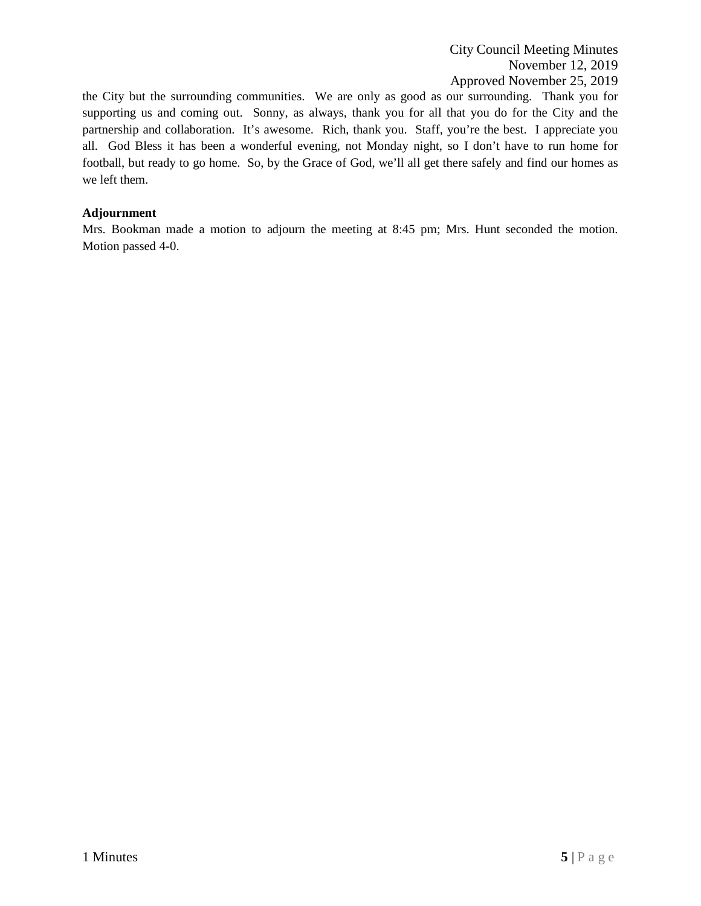the City but the surrounding communities. We are only as good as our surrounding. Thank you for supporting us and coming out. Sonny, as always, thank you for all that you do for the City and the partnership and collaboration. It's awesome. Rich, thank you. Staff, you're the best. I appreciate you all. God Bless it has been a wonderful evening, not Monday night, so I don't have to run home for football, but ready to go home. So, by the Grace of God, we'll all get there safely and find our homes as we left them.

**Adjournment**

Mrs. Bookman made a motion to adjourn the meeting at 8:45 pm; Mrs. Hunt seconded the motion. Motion passed 4-0.